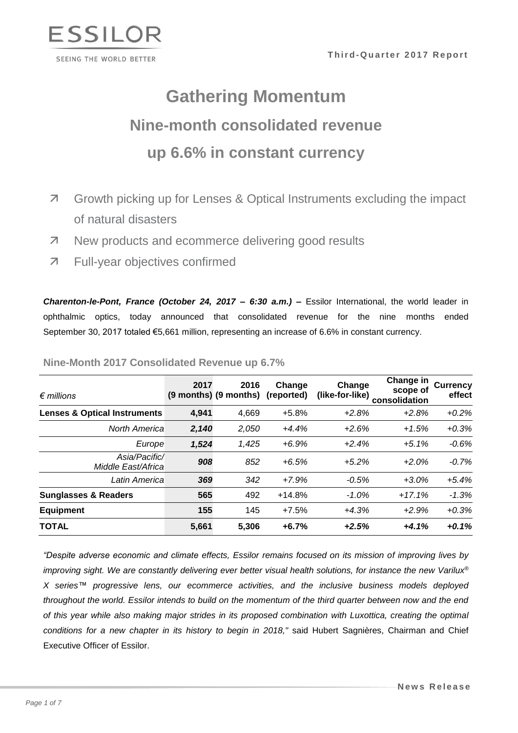# Gathering Momentum

## Nine-month consolidated revenue up 6.6% in constant currency

- Growth picking up for Lenses & Optical Instruments excluding the impact of natural disasters
- New products and ecommerce delivering good results
- Full-year objectives confirmed

***Charenton-le-Pont, France (October 24, 2017 – 6:30 a.m.)* –** Essilor International, the world leader in ophthalmic optics, today announced that consolidated revenue for the nine months ended September 30, 2017 totaled €5,661 million, representing an increase of 6.6% in constant currency.

### Nine-Month 2017 Consolidated Revenue up 6.7%

| *€ millions* | **2017 (9 months)** | **2016 (9 months)** | **Change (reported)** | **Change (like-for-like)** | **Change in scope of consolidation** | **Currency effect** |
|---|---|---|---|---|---|---|
| **Lenses & Optical Instruments** | **4,941** | 4,669 | +5.8% | *+2.8%* | *+2.8%* | *+0.2%* |
| *North America* | ***2,140*** | *2,050* | *+4.4%* | *+2.6%* | *+1.5%* | *+0.3%* |
| *Europe* | ***1,524*** | *1,425* | *+6.9%* | *+2.4%* | *+5.1%* | *-0.6%* |
| *Asia/Pacific/ Middle East/Africa* | ***908*** | *852* | *+6.5%* | *+5.2%* | *+2.0%* | *-0.7%* |
| *Latin America* | ***369*** | *342* | *+7.9%* | *-0.5%* | *+3.0%* | *+5.4%* |
| **Sunglasses & Readers** | **565** | 492 | +14.8% | *-1.0%* | *+17.1%* | *-1.3%* |
| **Equipment** | **155** | 145 | +7.5% | *+4.3%* | *+2.9%* | *+0.3%* |
| **TOTAL** | **5,661** | **5,306** | **+6.7%** | ***+2.5%*** | ***+4.1%*** | ***+0.1%*** |

*"Despite adverse economic and climate effects, Essilor remains focused on its mission of improving lives by improving sight. We are constantly delivering ever better visual health solutions, for instance the new Varilux® X series™ progressive lens, our ecommerce activities, and the inclusive business models deployed throughout the world. Essilor intends to build on the momentum of the third quarter between now and the end of this year while also making major strides in its proposed combination with Luxottica, creating the optimal conditions for a new chapter in its history to begin in 2018,"* said Hubert Sagnières, Chairman and Chief Executive Officer of Essilor.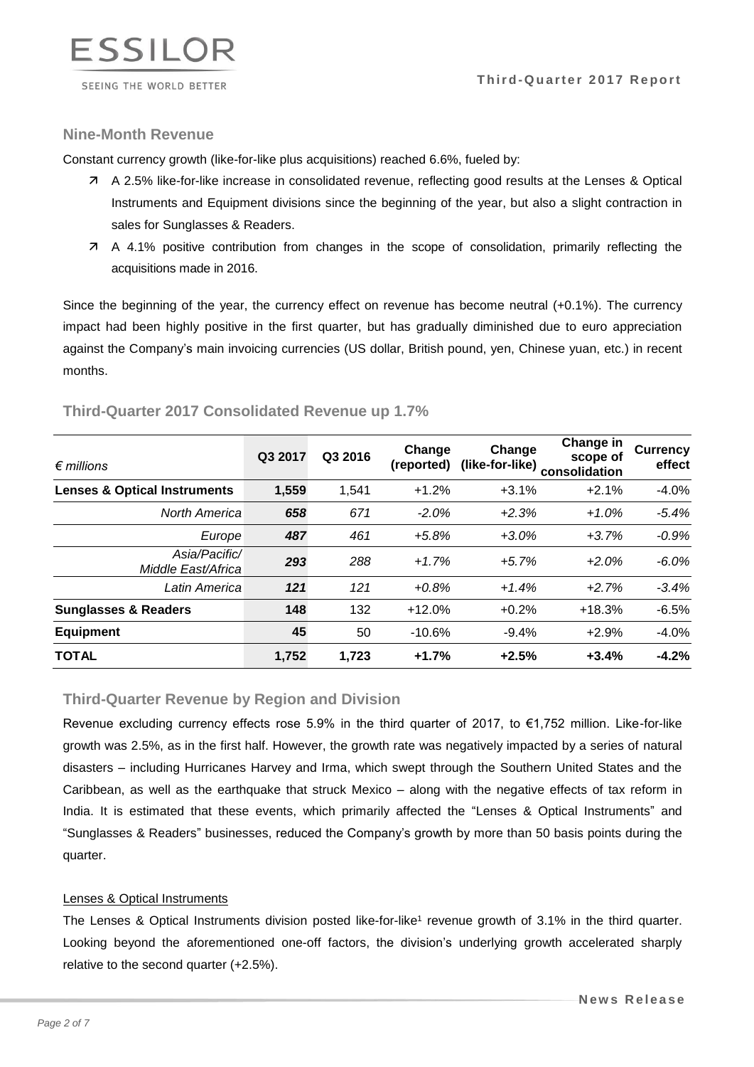## Nine-Month Revenue

Constant currency growth (like-for-like plus acquisitions) reached 6.6%, fueled by:

- A 2.5% like-for-like increase in consolidated revenue, reflecting good results at the Lenses & Optical Instruments and Equipment divisions since the beginning of the year, but also a slight contraction in sales for Sunglasses & Readers.
- A 4.1% positive contribution from changes in the scope of consolidation, primarily reflecting the acquisitions made in 2016.

Since the beginning of the year, the currency effect on revenue has become neutral (+0.1%). The currency impact had been highly positive in the first quarter, but has gradually diminished due to euro appreciation against the Company's main invoicing currencies (US dollar, British pound, yen, Chinese yuan, etc.) in recent months.

## Third-Quarter 2017 Consolidated Revenue up 1.7%

| *€ millions* | Q3 2017 | Q3 2016 | Change (reported) | Change (like-for-like) | Change in scope of consolidation | Currency effect |
|---|---|---|---|---|---|---|
| **Lenses & Optical Instruments** | **1,559** | 1,541 | +1.2% | +3.1% | +2.1% | -4.0% |
| *North America* | ***658*** | *671* | *-2.0%* | *+2.3%* | *+1.0%* | *-5.4%* |
| *Europe* | ***487*** | *461* | *+5.8%* | *+3.0%* | *+3.7%* | *-0.9%* |
| *Asia/Pacific/ Middle East/Africa* | ***293*** | *288* | *+1.7%* | *+5.7%* | *+2.0%* | *-6.0%* |
| *Latin America* | ***121*** | *121* | *+0.8%* | *+1.4%* | *+2.7%* | *-3.4%* |
| **Sunglasses & Readers** | **148** | 132 | +12.0% | +0.2% | +18.3% | -6.5% |
| **Equipment** | **45** | 50 | -10.6% | -9.4% | +2.9% | -4.0% |
| **TOTAL** | **1,752** | **1,723** | **+1.7%** | **+2.5%** | **+3.4%** | **-4.2%** |

## Third-Quarter Revenue by Region and Division

Revenue excluding currency effects rose 5.9% in the third quarter of 2017, to €1,752 million. Like-for-like growth was 2.5%, as in the first half. However, the growth rate was negatively impacted by a series of natural disasters – including Hurricanes Harvey and Irma, which swept through the Southern United States and the Caribbean, as well as the earthquake that struck Mexico – along with the negative effects of tax reform in India. It is estimated that these events, which primarily affected the "Lenses & Optical Instruments" and "Sunglasses & Readers" businesses, reduced the Company's growth by more than 50 basis points during the quarter.

### Lenses & Optical Instruments

The Lenses & Optical Instruments division posted like-for-like[1] revenue growth of 3.1% in the third quarter. Looking beyond the aforementioned one-off factors, the division's underlying growth accelerated sharply relative to the second quarter (+2.5%).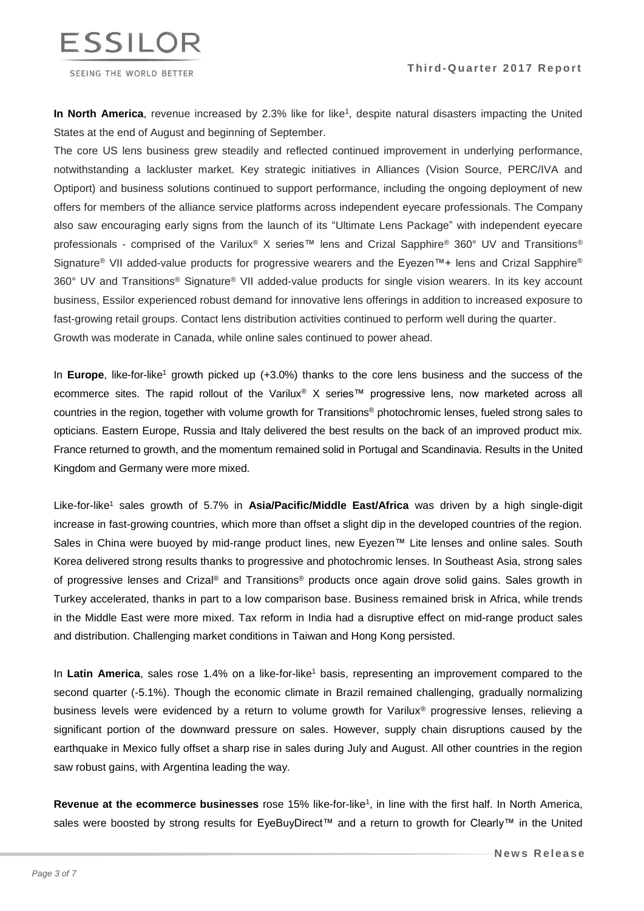**In North America**, revenue increased by 2.3% like for like[1], despite natural disasters impacting the United States at the end of August and beginning of September.

The core US lens business grew steadily and reflected continued improvement in underlying performance, notwithstanding a lackluster market. Key strategic initiatives in Alliances (Vision Source, PERC/IVA and Optiport) and business solutions continued to support performance, including the ongoing deployment of new offers for members of the alliance service platforms across independent eyecare professionals. The Company also saw encouraging early signs from the launch of its "Ultimate Lens Package" with independent eyecare professionals - comprised of the Varilux® X series™ lens and Crizal Sapphire® 360° UV and Transitions® Signature® VII added-value products for progressive wearers and the Eyezen™+ lens and Crizal Sapphire® 360° UV and Transitions® Signature® VII added-value products for single vision wearers. In its key account business, Essilor experienced robust demand for innovative lens offerings in addition to increased exposure to fast-growing retail groups. Contact lens distribution activities continued to perform well during the quarter.

Growth was moderate in Canada, while online sales continued to power ahead.

In **Europe**, like-for-like[1] growth picked up (+3.0%) thanks to the core lens business and the success of the ecommerce sites. The rapid rollout of the Varilux® X series™ progressive lens, now marketed across all countries in the region, together with volume growth for Transitions® photochromic lenses, fueled strong sales to opticians. Eastern Europe, Russia and Italy delivered the best results on the back of an improved product mix. France returned to growth, and the momentum remained solid in Portugal and Scandinavia. Results in the United Kingdom and Germany were more mixed.

Like-for-like[1] sales growth of 5.7% in **Asia/Pacific/Middle East/Africa** was driven by a high single-digit increase in fast-growing countries, which more than offset a slight dip in the developed countries of the region. Sales in China were buoyed by mid-range product lines, new Eyezen™ Lite lenses and online sales. South Korea delivered strong results thanks to progressive and photochromic lenses. In Southeast Asia, strong sales of progressive lenses and Crizal® and Transitions® products once again drove solid gains. Sales growth in Turkey accelerated, thanks in part to a low comparison base. Business remained brisk in Africa, while trends in the Middle East were more mixed. Tax reform in India had a disruptive effect on mid-range product sales and distribution. Challenging market conditions in Taiwan and Hong Kong persisted.

In **Latin America**, sales rose 1.4% on a like-for-like[1] basis, representing an improvement compared to the second quarter (-5.1%). Though the economic climate in Brazil remained challenging, gradually normalizing business levels were evidenced by a return to volume growth for Varilux® progressive lenses, relieving a significant portion of the downward pressure on sales. However, supply chain disruptions caused by the earthquake in Mexico fully offset a sharp rise in sales during July and August. All other countries in the region saw robust gains, with Argentina leading the way.

**Revenue at the ecommerce businesses** rose 15% like-for-like[1], in line with the first half. In North America, sales were boosted by strong results for EyeBuyDirect™ and a return to growth for Clearly™ in the United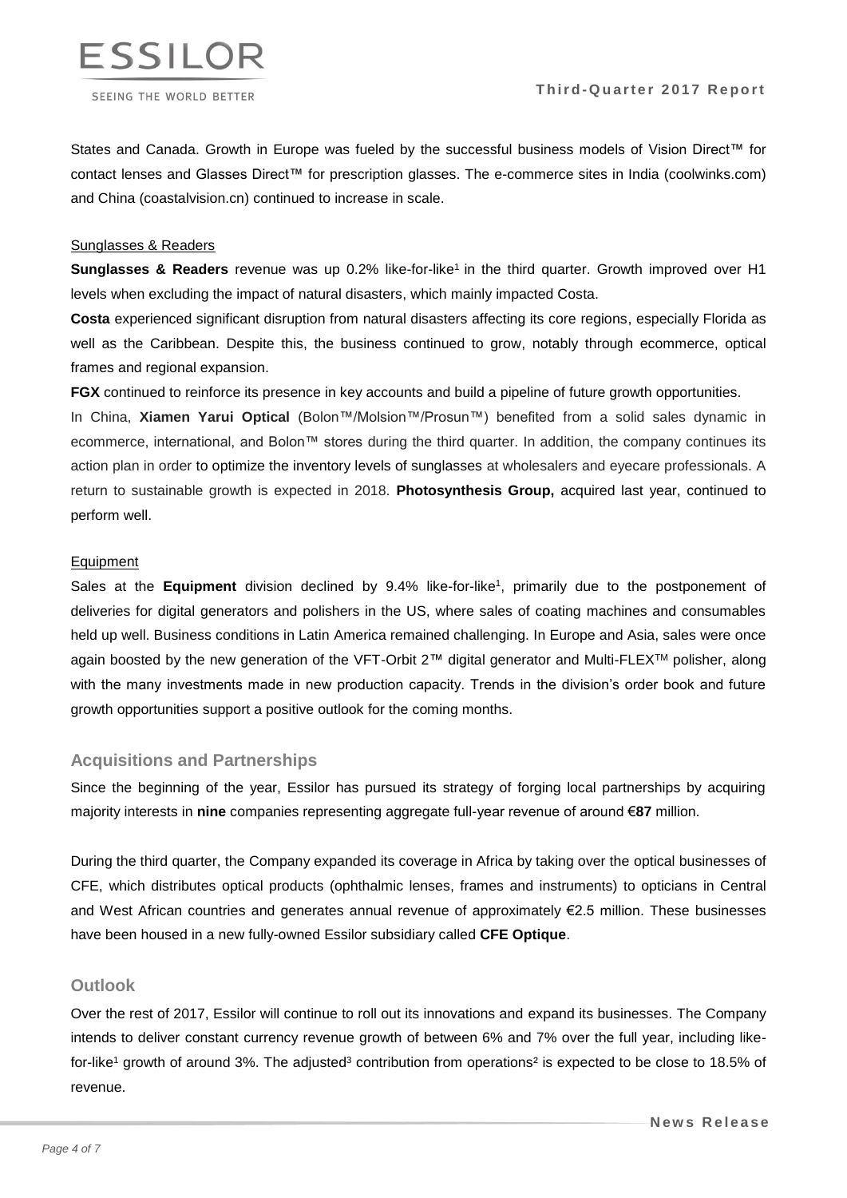States and Canada. Growth in Europe was fueled by the successful business models of Vision Direct™ for contact lenses and Glasses Direct™ for prescription glasses. The e-commerce sites in India (coolwinks.com) and China (coastalvision.cn) continued to increase in scale.

Sunglasses & Readers

**Sunglasses & Readers** revenue was up 0.2% like-for-like[1] in the third quarter. Growth improved over H1 levels when excluding the impact of natural disasters, which mainly impacted Costa.

**Costa** experienced significant disruption from natural disasters affecting its core regions, especially Florida as well as the Caribbean. Despite this, the business continued to grow, notably through ecommerce, optical frames and regional expansion.

**FGX** continued to reinforce its presence in key accounts and build a pipeline of future growth opportunities.

In China, **Xiamen Yarui Optical** (Bolon™/Molsion™/Prosun™) benefited from a solid sales dynamic in ecommerce, international, and Bolon™ stores during the third quarter. In addition, the company continues its action plan in order to optimize the inventory levels of sunglasses at wholesalers and eyecare professionals. A return to sustainable growth is expected in 2018. **Photosynthesis Group,** acquired last year, continued to perform well.

Equipment

Sales at the **Equipment** division declined by 9.4% like-for-like[1], primarily due to the postponement of deliveries for digital generators and polishers in the US, where sales of coating machines and consumables held up well. Business conditions in Latin America remained challenging. In Europe and Asia, sales were once again boosted by the new generation of the VFT-Orbit 2™ digital generator and Multi-FLEX™ polisher, along with the many investments made in new production capacity. Trends in the division's order book and future growth opportunities support a positive outlook for the coming months.

## Acquisitions and Partnerships

Since the beginning of the year, Essilor has pursued its strategy of forging local partnerships by acquiring majority interests in **nine** companies representing aggregate full-year revenue of around €**87** million.

During the third quarter, the Company expanded its coverage in Africa by taking over the optical businesses of CFE, which distributes optical products (ophthalmic lenses, frames and instruments) to opticians in Central and West African countries and generates annual revenue of approximately €2.5 million. These businesses have been housed in a new fully-owned Essilor subsidiary called **CFE Optique**.

## Outlook

Over the rest of 2017, Essilor will continue to roll out its innovations and expand its businesses. The Company intends to deliver constant currency revenue growth of between 6% and 7% over the full year, including like-for-like[1] growth of around 3%. The adjusted[3] contribution from operations[2] is expected to be close to 18.5% of revenue.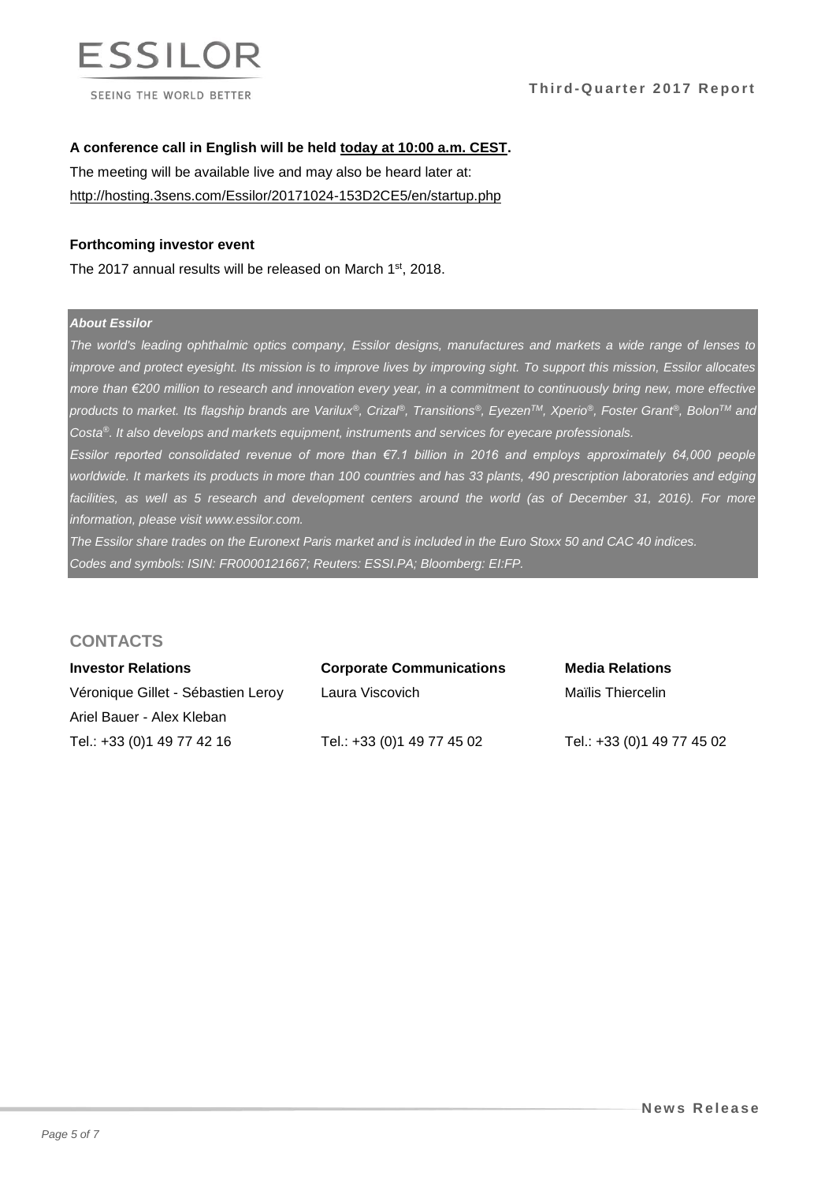**A conference call in English will be held today at 10:00 a.m. CEST.**

The meeting will be available live and may also be heard later at:
http://hosting.3sens.com/Essilor/20171024-153D2CE5/en/startup.php

**Forthcoming investor event**

The 2017 annual results will be released on March 1st, 2018.

***About Essilor***

*The world's leading ophthalmic optics company, Essilor designs, manufactures and markets a wide range of lenses to improve and protect eyesight. Its mission is to improve lives by improving sight. To support this mission, Essilor allocates more than €200 million to research and innovation every year, in a commitment to continuously bring new, more effective products to market. Its flagship brands are Varilux®, Crizal®, Transitions®, Eyezen™, Xperio®, Foster Grant®, Bolon™ and Costa®. It also develops and markets equipment, instruments and services for eyecare professionals.*

*Essilor reported consolidated revenue of more than €7.1 billion in 2016 and employs approximately 64,000 people worldwide. It markets its products in more than 100 countries and has 33 plants, 490 prescription laboratories and edging facilities, as well as 5 research and development centers around the world (as of December 31, 2016). For more information, please visit www.essilor.com.*

*The Essilor share trades on the Euronext Paris market and is included in the Euro Stoxx 50 and CAC 40 indices.*

*Codes and symbols: ISIN: FR0000121667; Reuters: ESSI.PA; Bloomberg: EI:FP.*

## CONTACTS

**Investor Relations**
Véronique Gillet - Sébastien Leroy
Ariel Bauer - Alex Kleban
Tel.: +33 (0)1 49 77 42 16

**Corporate Communications**
Laura Viscovich
Tel.: +33 (0)1 49 77 45 02

**Media Relations**
Maïlis Thiercelin
Tel.: +33 (0)1 49 77 45 02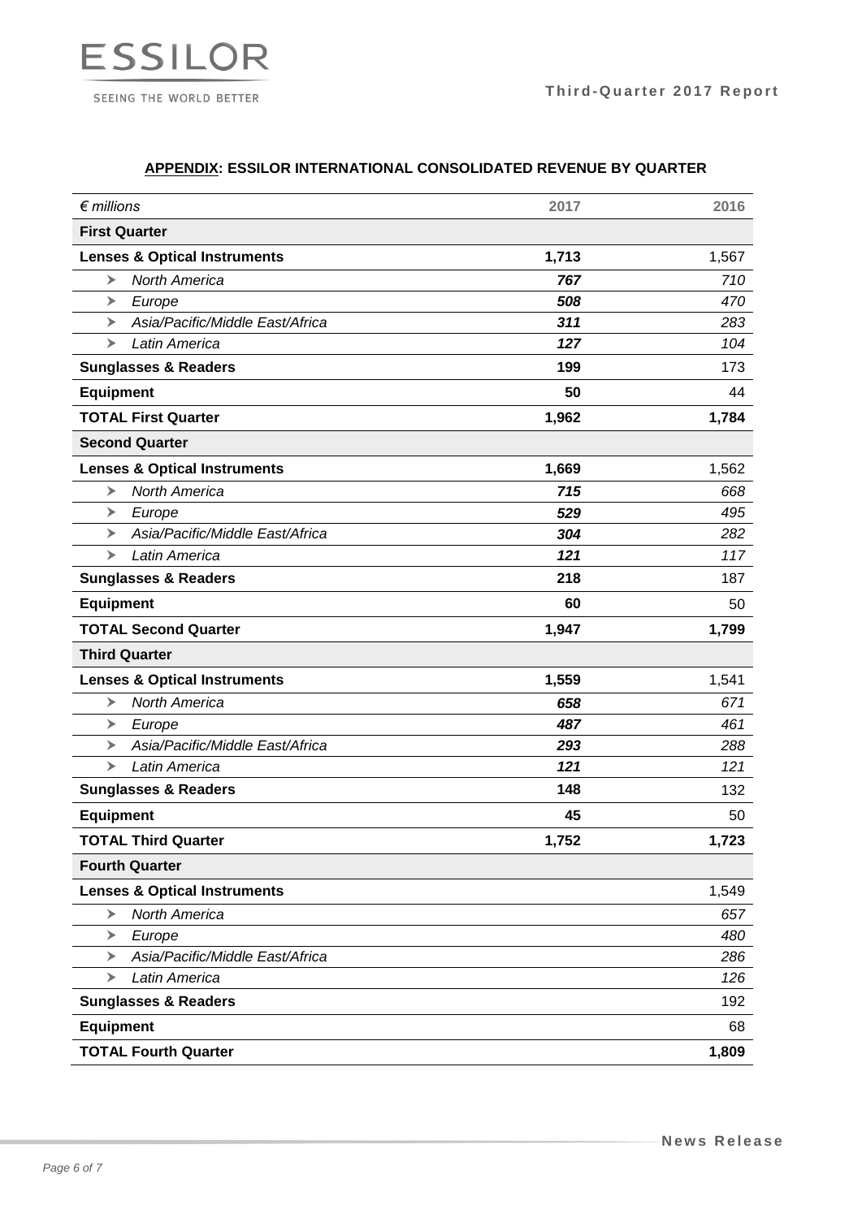**APPENDIX: ESSILOR INTERNATIONAL CONSOLIDATED REVENUE BY QUARTER**

| *€ millions* | 2017 | 2016 |
|---|---|---|
| **First Quarter** | | |
| **Lenses & Optical Instruments** | **1,713** | 1,567 |
| ➤ *North America* | ***767*** | *710* |
| ➤ *Europe* | ***508*** | *470* |
| ➤ *Asia/Pacific/Middle East/Africa* | ***311*** | *283* |
| ➤ *Latin America* | ***127*** | *104* |
| **Sunglasses & Readers** | **199** | 173 |
| **Equipment** | **50** | 44 |
| **TOTAL First Quarter** | **1,962** | **1,784** |
| **Second Quarter** | | |
| **Lenses & Optical Instruments** | **1,669** | 1,562 |
| ➤ *North America* | ***715*** | *668* |
| ➤ *Europe* | ***529*** | *495* |
| ➤ *Asia/Pacific/Middle East/Africa* | ***304*** | *282* |
| ➤ *Latin America* | ***121*** | *117* |
| **Sunglasses & Readers** | **218** | 187 |
| **Equipment** | **60** | 50 |
| **TOTAL Second Quarter** | **1,947** | **1,799** |
| **Third Quarter** | | |
| **Lenses & Optical Instruments** | **1,559** | 1,541 |
| ➤ *North America* | ***658*** | *671* |
| ➤ *Europe* | ***487*** | *461* |
| ➤ *Asia/Pacific/Middle East/Africa* | ***293*** | *288* |
| ➤ *Latin America* | ***121*** | *121* |
| **Sunglasses & Readers** | **148** | 132 |
| **Equipment** | **45** | 50 |
| **TOTAL Third Quarter** | **1,752** | **1,723** |
| **Fourth Quarter** | | |
| **Lenses & Optical Instruments** | | 1,549 |
| ➤ *North America* | | *657* |
| ➤ *Europe* | | *480* |
| ➤ *Asia/Pacific/Middle East/Africa* | | *286* |
| ➤ *Latin America* | | *126* |
| **Sunglasses & Readers** | | 192 |
| **Equipment** | | 68 |
| **TOTAL Fourth Quarter** | | **1,809** |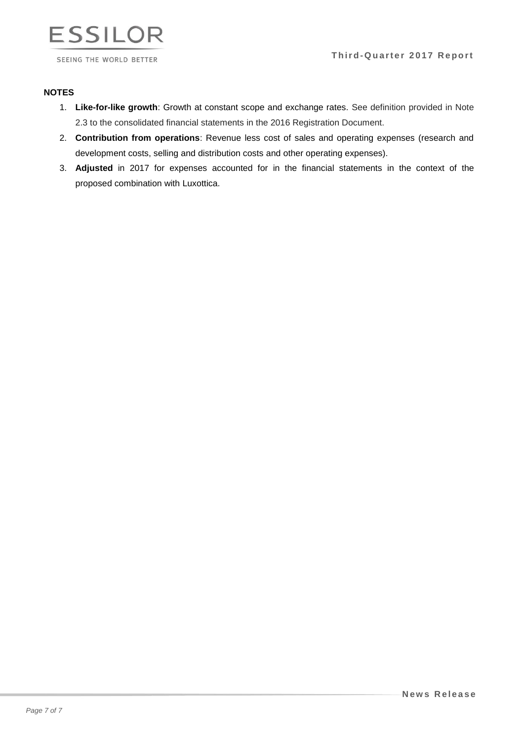**NOTES**

1. **Like-for-like growth**: Growth at constant scope and exchange rates. See definition provided in Note 2.3 to the consolidated financial statements in the 2016 Registration Document.
2. **Contribution from operations**: Revenue less cost of sales and operating expenses (research and development costs, selling and distribution costs and other operating expenses).
3. **Adjusted** in 2017 for expenses accounted for in the financial statements in the context of the proposed combination with Luxottica.